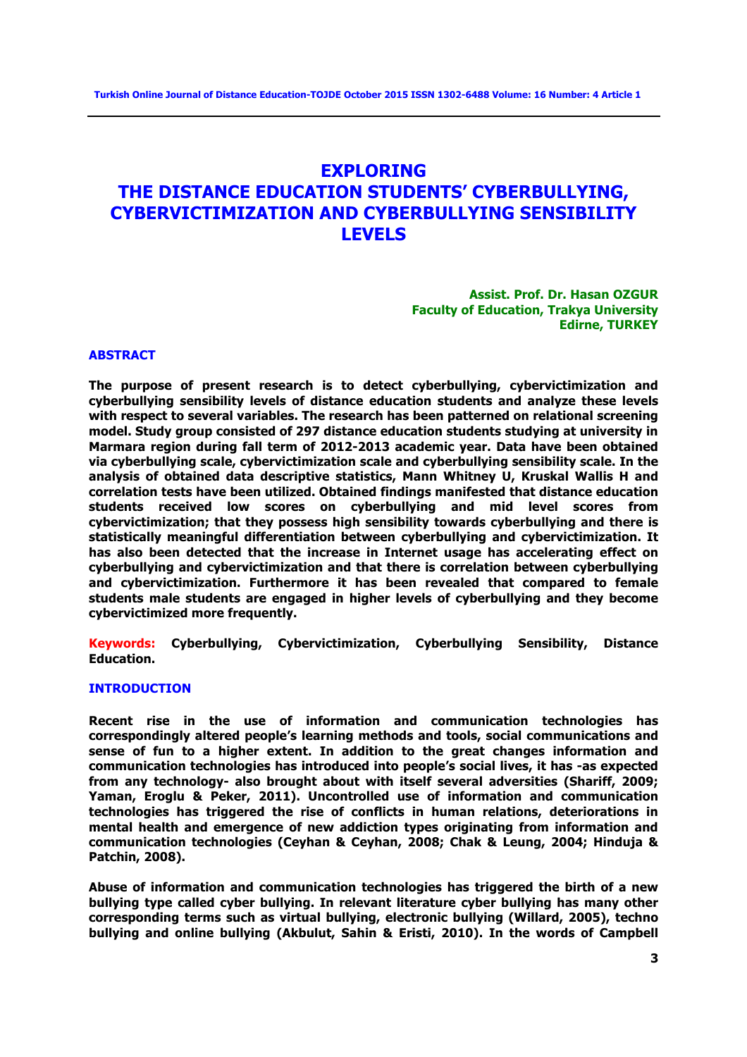# EXPLORING THE DISTANCE EDUCATION STUDENTS' CYBERBULLYING, CYBERVICTIMIZATION AND CYBERBULLYING SENSIBILITY LEVELS

**Assist. Prof. Dr. Hasan OZGUR**
**Faculty of Education, Trakya University**
**Edirne, TURKEY**

## ABSTRACT

**The purpose of present research is to detect cyberbullying, cybervictimization and cyberbullying sensibility levels of distance education students and analyze these levels with respect to several variables. The research has been patterned on relational screening model. Study group consisted of 297 distance education students studying at university in Marmara region during fall term of 2012-2013 academic year. Data have been obtained via cyberbullying scale, cybervictimization scale and cyberbullying sensibility scale. In the analysis of obtained data descriptive statistics, Mann Whitney U, Kruskal Wallis H and correlation tests have been utilized. Obtained findings manifested that distance education students received low scores on cyberbullying and mid level scores from cybervictimization; that they possess high sensibility towards cyberbullying and there is statistically meaningful differentiation between cyberbullying and cybervictimization. It has also been detected that the increase in Internet usage has accelerating effect on cyberbullying and cybervictimization and that there is correlation between cyberbullying and cybervictimization. Furthermore it has been revealed that compared to female students male students are engaged in higher levels of cyberbullying and they become cybervictimized more frequently.**

**Keywords:** **Cyberbullying, Cybervictimization, Cyberbullying Sensibility, Distance Education.**

## INTRODUCTION

**Recent rise in the use of information and communication technologies has correspondingly altered people's learning methods and tools, social communications and sense of fun to a higher extent. In addition to the great changes information and communication technologies has introduced into people's social lives, it has -as expected from any technology- also brought about with itself several adversities (Shariff, 2009; Yaman, Eroglu & Peker, 2011). Uncontrolled use of information and communication technologies has triggered the rise of conflicts in human relations, deteriorations in mental health and emergence of new addiction types originating from information and communication technologies (Ceyhan & Ceyhan, 2008; Chak & Leung, 2004; Hinduja & Patchin, 2008).**

**Abuse of information and communication technologies has triggered the birth of a new bullying type called cyber bullying. In relevant literature cyber bullying has many other corresponding terms such as virtual bullying, electronic bullying (Willard, 2005), techno bullying and online bullying (Akbulut, Sahin & Eristi, 2010). In the words of Campbell**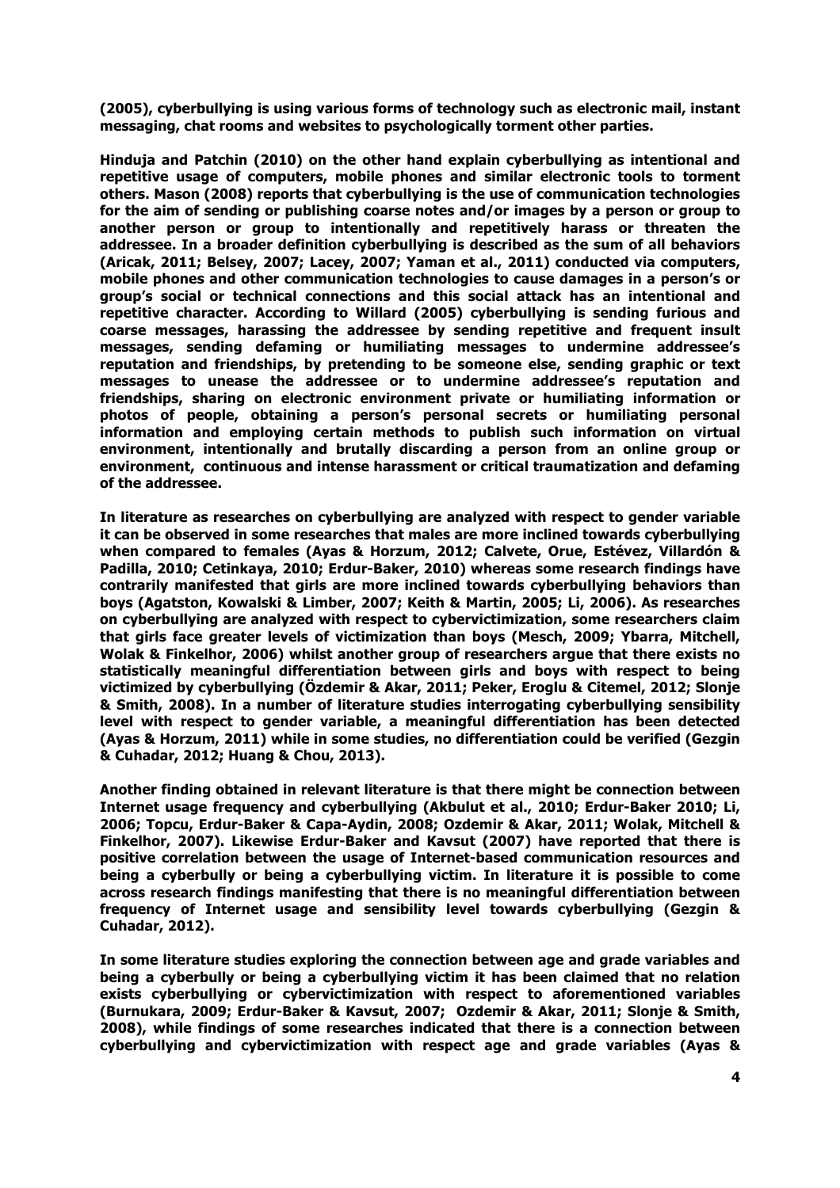**(2005), cyberbullying is using various forms of technology such as electronic mail, instant messaging, chat rooms and websites to psychologically torment other parties.**

**Hinduja and Patchin (2010) on the other hand explain cyberbullying as intentional and repetitive usage of computers, mobile phones and similar electronic tools to torment others. Mason (2008) reports that cyberbullying is the use of communication technologies for the aim of sending or publishing coarse notes and/or images by a person or group to another person or group to intentionally and repetitively harass or threaten the addressee. In a broader definition cyberbullying is described as the sum of all behaviors (Aricak, 2011; Belsey, 2007; Lacey, 2007; Yaman et al., 2011) conducted via computers, mobile phones and other communication technologies to cause damages in a person's or group's social or technical connections and this social attack has an intentional and repetitive character. According to Willard (2005) cyberbullying is sending furious and coarse messages, harassing the addressee by sending repetitive and frequent insult messages, sending defaming or humiliating messages to undermine addressee's reputation and friendships, by pretending to be someone else, sending graphic or text messages to unease the addressee or to undermine addressee's reputation and friendships, sharing on electronic environment private or humiliating information or photos of people, obtaining a person's personal secrets or humiliating personal information and employing certain methods to publish such information on virtual environment, intentionally and brutally discarding a person from an online group or environment, continuous and intense harassment or critical traumatization and defaming of the addressee.**

**In literature as researches on cyberbullying are analyzed with respect to gender variable it can be observed in some researches that males are more inclined towards cyberbullying when compared to females (Ayas & Horzum, 2012; Calvete, Orue, Estévez, Villardón & Padilla, 2010; Cetinkaya, 2010; Erdur-Baker, 2010) whereas some research findings have contrarily manifested that girls are more inclined towards cyberbullying behaviors than boys (Agatston, Kowalski & Limber, 2007; Keith & Martin, 2005; Li, 2006). As researches on cyberbullying are analyzed with respect to cybervictimization, some researchers claim that girls face greater levels of victimization than boys (Mesch, 2009; Ybarra, Mitchell, Wolak & Finkelhor, 2006) whilst another group of researchers argue that there exists no statistically meaningful differentiation between girls and boys with respect to being victimized by cyberbullying (Özdemir & Akar, 2011; Peker, Eroglu & Citemel, 2012; Slonje & Smith, 2008). In a number of literature studies interrogating cyberbullying sensibility level with respect to gender variable, a meaningful differentiation has been detected (Ayas & Horzum, 2011) while in some studies, no differentiation could be verified (Gezgin & Cuhadar, 2012; Huang & Chou, 2013).**

**Another finding obtained in relevant literature is that there might be connection between Internet usage frequency and cyberbullying (Akbulut et al., 2010; Erdur-Baker 2010; Li, 2006; Topcu, Erdur-Baker & Capa-Aydin, 2008; Ozdemir & Akar, 2011; Wolak, Mitchell & Finkelhor, 2007). Likewise Erdur-Baker and Kavsut (2007) have reported that there is positive correlation between the usage of Internet-based communication resources and being a cyberbully or being a cyberbullying victim. In literature it is possible to come across research findings manifesting that there is no meaningful differentiation between frequency of Internet usage and sensibility level towards cyberbullying (Gezgin & Cuhadar, 2012).**

**In some literature studies exploring the connection between age and grade variables and being a cyberbully or being a cyberbullying victim it has been claimed that no relation exists cyberbullying or cybervictimization with respect to aforementioned variables (Burnukara, 2009; Erdur-Baker & Kavsut, 2007; Ozdemir & Akar, 2011; Slonje & Smith, 2008), while findings of some researches indicated that there is a connection between cyberbullying and cybervictimization with respect age and grade variables (Ayas &**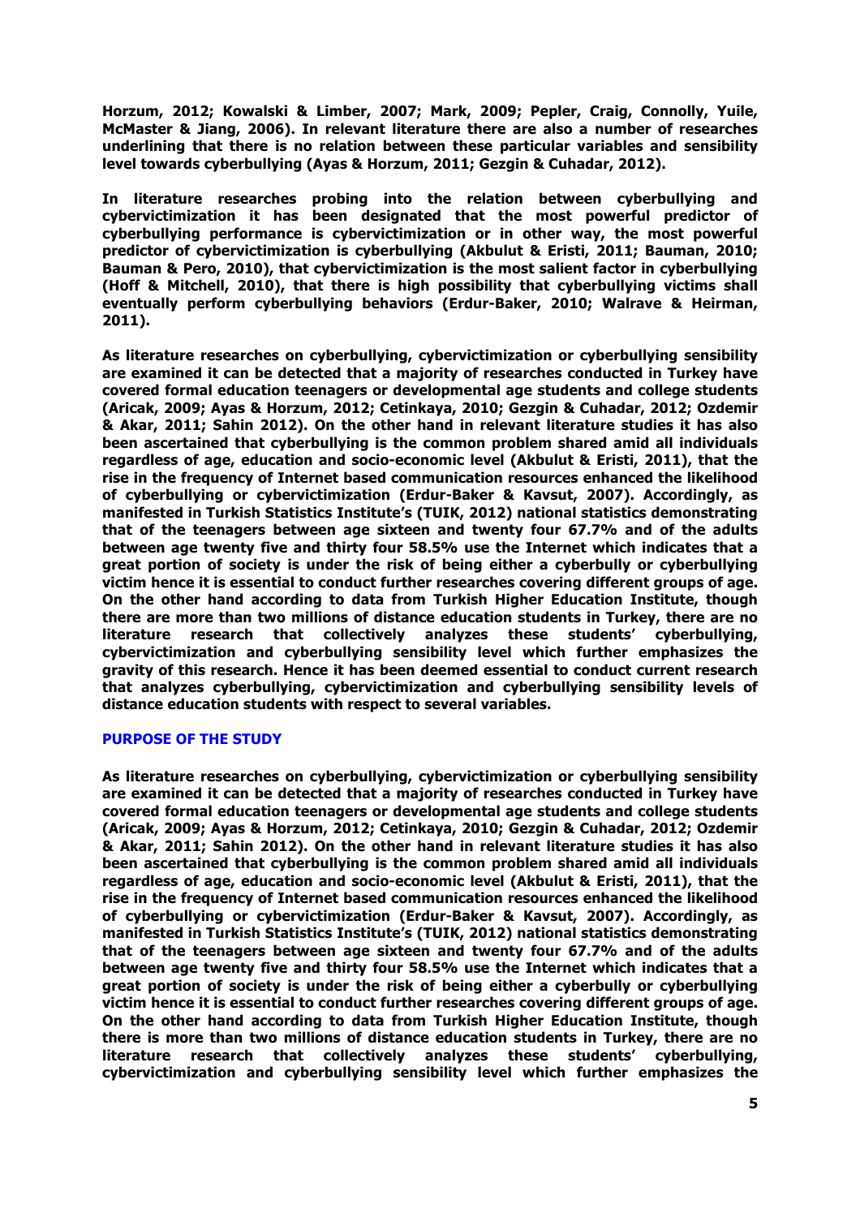Horzum, 2012; Kowalski & Limber, 2007; Mark, 2009; Pepler, Craig, Connolly, Yuile, McMaster & Jiang, 2006). In relevant literature there are also a number of researches underlining that there is no relation between these particular variables and sensibility level towards cyberbullying (Ayas & Horzum, 2011; Gezgin & Cuhadar, 2012).

In literature researches probing into the relation between cyberbullying and cybervictimization it has been designated that the most powerful predictor of cyberbullying performance is cybervictimization or in other way, the most powerful predictor of cybervictimization is cyberbullying (Akbulut & Eristi, 2011; Bauman, 2010; Bauman & Pero, 2010), that cybervictimization is the most salient factor in cyberbullying (Hoff & Mitchell, 2010), that there is high possibility that cyberbullying victims shall eventually perform cyberbullying behaviors (Erdur-Baker, 2010; Walrave & Heirman, 2011).

As literature researches on cyberbullying, cybervictimization or cyberbullying sensibility are examined it can be detected that a majority of researches conducted in Turkey have covered formal education teenagers or developmental age students and college students (Aricak, 2009; Ayas & Horzum, 2012; Cetinkaya, 2010; Gezgin & Cuhadar, 2012; Ozdemir & Akar, 2011; Sahin 2012). On the other hand in relevant literature studies it has also been ascertained that cyberbullying is the common problem shared amid all individuals regardless of age, education and socio-economic level (Akbulut & Eristi, 2011), that the rise in the frequency of Internet based communication resources enhanced the likelihood of cyberbullying or cybervictimization (Erdur-Baker & Kavsut, 2007). Accordingly, as manifested in Turkish Statistics Institute's (TUIK, 2012) national statistics demonstrating that of the teenagers between age sixteen and twenty four 67.7% and of the adults between age twenty five and thirty four 58.5% use the Internet which indicates that a great portion of society is under the risk of being either a cyberbully or cyberbullying victim hence it is essential to conduct further researches covering different groups of age. On the other hand according to data from Turkish Higher Education Institute, though there are more than two millions of distance education students in Turkey, there are no literature research that collectively analyzes these students' cyberbullying, cybervictimization and cyberbullying sensibility level which further emphasizes the gravity of this research. Hence it has been deemed essential to conduct current research that analyzes cyberbullying, cybervictimization and cyberbullying sensibility levels of distance education students with respect to several variables.

## PURPOSE OF THE STUDY

As literature researches on cyberbullying, cybervictimization or cyberbullying sensibility are examined it can be detected that a majority of researches conducted in Turkey have covered formal education teenagers or developmental age students and college students (Aricak, 2009; Ayas & Horzum, 2012; Cetinkaya, 2010; Gezgin & Cuhadar, 2012; Ozdemir & Akar, 2011; Sahin 2012). On the other hand in relevant literature studies it has also been ascertained that cyberbullying is the common problem shared amid all individuals regardless of age, education and socio-economic level (Akbulut & Eristi, 2011), that the rise in the frequency of Internet based communication resources enhanced the likelihood of cyberbullying or cybervictimization (Erdur-Baker & Kavsut, 2007). Accordingly, as manifested in Turkish Statistics Institute's (TUIK, 2012) national statistics demonstrating that of the teenagers between age sixteen and twenty four 67.7% and of the adults between age twenty five and thirty four 58.5% use the Internet which indicates that a great portion of society is under the risk of being either a cyberbully or cyberbullying victim hence it is essential to conduct further researches covering different groups of age. On the other hand according to data from Turkish Higher Education Institute, though there is more than two millions of distance education students in Turkey, there are no literature research that collectively analyzes these students' cyberbullying, cybervictimization and cyberbullying sensibility level which further emphasizes the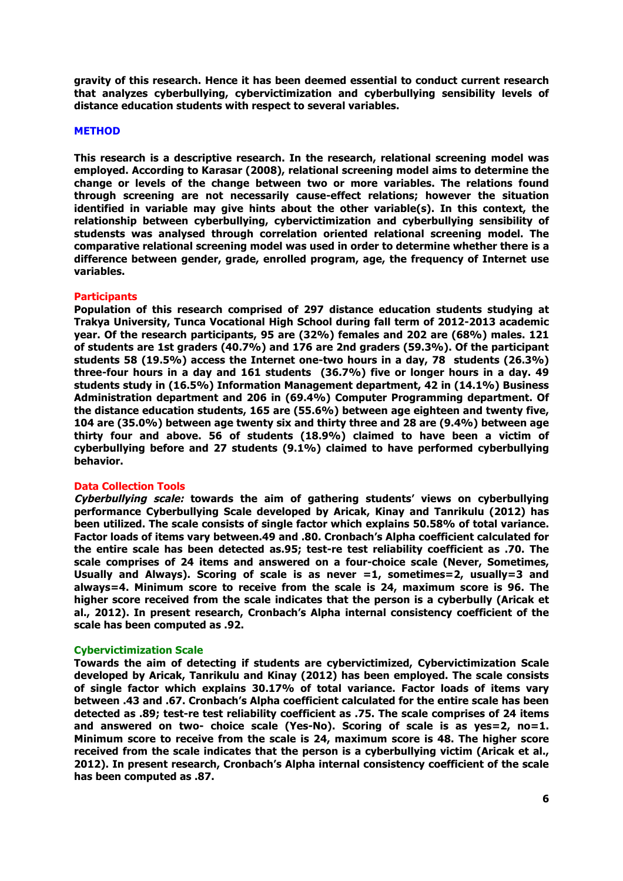**gravity of this research. Hence it has been deemed essential to conduct current research that analyzes cyberbullying, cybervictimization and cyberbullying sensibility levels of distance education students with respect to several variables.**

## METHOD

**This research is a descriptive research. In the research, relational screening model was employed. According to Karasar (2008), relational screening model aims to determine the change or levels of the change between two or more variables. The relations found through screening are not necessarily cause-effect relations; however the situation identified in variable may give hints about the other variable(s). In this context, the relationship between cyberbullying, cybervictimization and cyberbullying sensibility of studensts was analysed through correlation oriented relational screening model. The comparative relational screening model was used in order to determine whether there is a difference between gender, grade, enrolled program, age, the frequency of Internet use variables.**

### Participants

**Population of this research comprised of 297 distance education students studying at Trakya University, Tunca Vocational High School during fall term of 2012-2013 academic year. Of the research participants, 95 are (32%) females and 202 are (68%) males. 121 of students are 1st graders (40.7%) and 176 are 2nd graders (59.3%). Of the participant students 58 (19.5%) access the Internet one-two hours in a day, 78 students (26.3%) three-four hours in a day and 161 students (36.7%) five or longer hours in a day. 49 students study in (16.5%) Information Management department, 42 in (14.1%) Business Administration department and 206 in (69.4%) Computer Programming department. Of the distance education students, 165 are (55.6%) between age eighteen and twenty five, 104 are (35.0%) between age twenty six and thirty three and 28 are (9.4%) between age thirty four and above. 56 of students (18.9%) claimed to have been a victim of cyberbullying before and 27 students (9.1%) claimed to have performed cyberbullying behavior.**

### Data Collection Tools

***Cyberbullying scale:*** **towards the aim of gathering students' views on cyberbullying performance Cyberbullying Scale developed by Aricak, Kinay and Tanrikulu (2012) has been utilized. The scale consists of single factor which explains 50.58% of total variance. Factor loads of items vary between.49 and .80. Cronbach's Alpha coefficient calculated for the entire scale has been detected as.95; test-re test reliability coefficient as .70. The scale comprises of 24 items and answered on a four-choice scale (Never, Sometimes, Usually and Always). Scoring of scale is as never =1, sometimes=2, usually=3 and always=4. Minimum score to receive from the scale is 24, maximum score is 96. The higher score received from the scale indicates that the person is a cyberbully (Aricak et al., 2012). In present research, Cronbach's Alpha internal consistency coefficient of the scale has been computed as .92.**

### Cybervictimization Scale

**Towards the aim of detecting if students are cybervictimized, Cybervictimization Scale developed by Aricak, Tanrikulu and Kinay (2012) has been employed. The scale consists of single factor which explains 30.17% of total variance. Factor loads of items vary between .43 and .67. Cronbach's Alpha coefficient calculated for the entire scale has been detected as .89; test-re test reliability coefficient as .75. The scale comprises of 24 items and answered on two- choice scale (Yes-No). Scoring of scale is as yes=2, no=1. Minimum score to receive from the scale is 24, maximum score is 48. The higher score received from the scale indicates that the person is a cyberbullying victim (Aricak et al., 2012). In present research, Cronbach's Alpha internal consistency coefficient of the scale has been computed as .87.**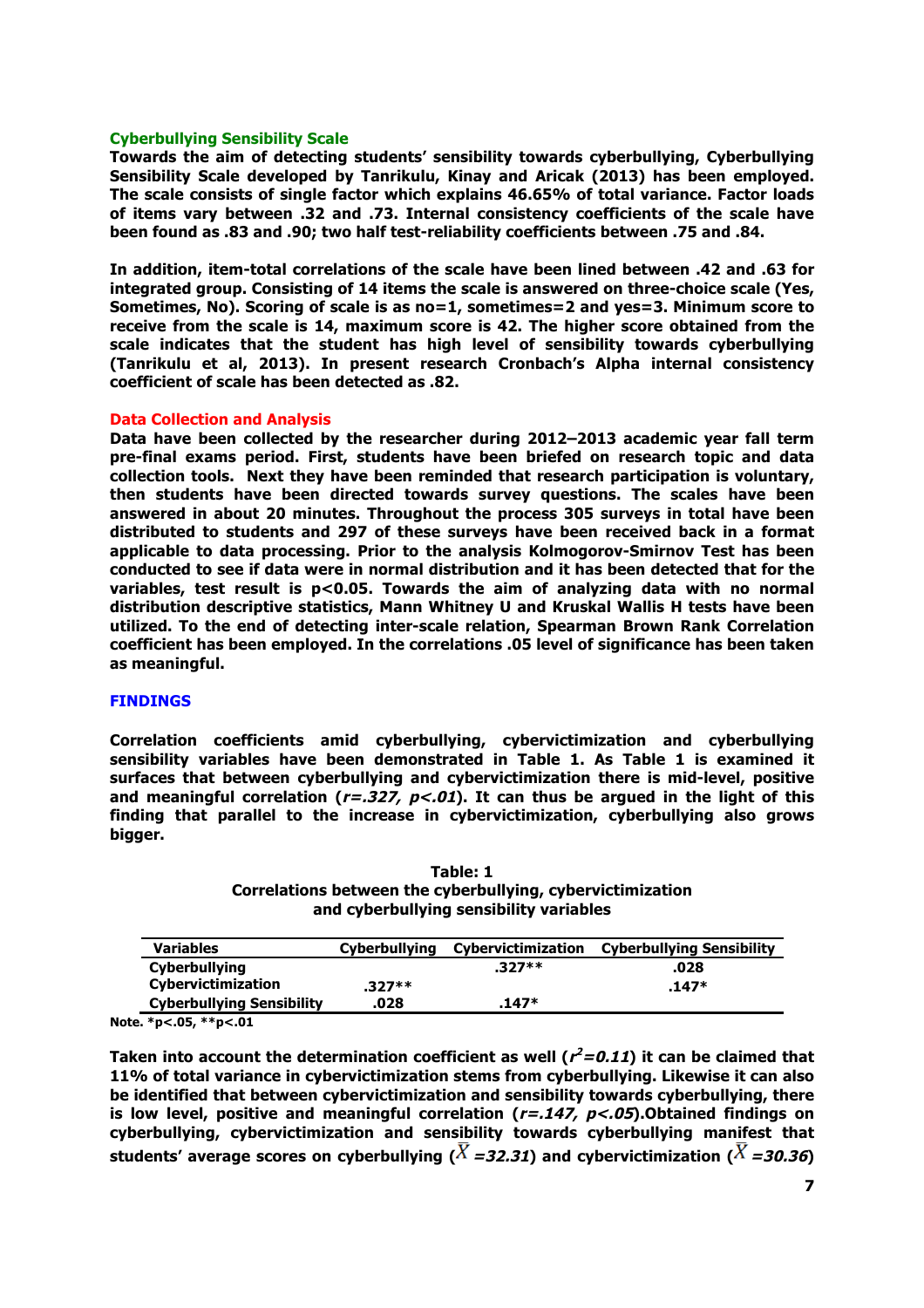### Cyberbullying Sensibility Scale

**Towards the aim of detecting students' sensibility towards cyberbullying, Cyberbullying Sensibility Scale developed by Tanrikulu, Kinay and Aricak (2013) has been employed. The scale consists of single factor which explains 46.65% of total variance. Factor loads of items vary between .32 and .73. Internal consistency coefficients of the scale have been found as .83 and .90; two half test-reliability coefficients between .75 and .84.**

**In addition, item-total correlations of the scale have been lined between .42 and .63 for integrated group. Consisting of 14 items the scale is answered on three-choice scale (Yes, Sometimes, No). Scoring of scale is as no=1, sometimes=2 and yes=3. Minimum score to receive from the scale is 14, maximum score is 42. The higher score obtained from the scale indicates that the student has high level of sensibility towards cyberbullying (Tanrikulu et al, 2013). In present research Cronbach's Alpha internal consistency coefficient of scale has been detected as .82.**

### Data Collection and Analysis

**Data have been collected by the researcher during 2012–2013 academic year fall term pre-final exams period. First, students have been briefed on research topic and data collection tools. Next they have been reminded that research participation is voluntary, then students have been directed towards survey questions. The scales have been answered in about 20 minutes. Throughout the process 305 surveys in total have been distributed to students and 297 of these surveys have been received back in a format applicable to data processing. Prior to the analysis Kolmogorov-Smirnov Test has been conducted to see if data were in normal distribution and it has been detected that for the variables, test result is $p<0.05$. Towards the aim of analyzing data with no normal distribution descriptive statistics, Mann Whitney U and Kruskal Wallis H tests have been utilized. To the end of detecting inter-scale relation, Spearman Brown Rank Correlation coefficient has been employed. In the correlations .05 level of significance has been taken as meaningful.**

## FINDINGS

**Correlation coefficients amid cyberbullying, cybervictimization and cyberbullying sensibility variables have been demonstrated in Table 1. As Table 1 is examined it surfaces that between cyberbullying and cybervictimization there is mid-level, positive and meaningful correlation (*$r=.327$, $p<.01$*). It can thus be argued in the light of this finding that parallel to the increase in cybervictimization, cyberbullying also grows bigger.**

**Table: 1**
**Correlations between the cyberbullying, cybervictimization and cyberbullying sensibility variables**

| Variables | Cyberbullying | Cybervictimization | Cyberbullying Sensibility |
|---|---|---|---|
| Cyberbullying | | .327** | .028 |
| Cybervictimization | .327** | | .147* |
| Cyberbullying Sensibility | .028 | .147* | |

**Note. *p<.05, **p<.01**

**Taken into account the determination coefficient as well (*$r^2=0.11$*) it can be claimed that 11% of total variance in cybervictimization stems from cyberbullying. Likewise it can also be identified that between cybervictimization and sensibility towards cyberbullying, there is low level, positive and meaningful correlation (*$r=.147$, $p<.05$*).Obtained findings on cyberbullying, cybervictimization and sensibility towards cyberbullying manifest that students' average scores on cyberbullying (*$\bar{X}=32.31$*) and cybervictimization (*$\bar{X}=30.36$*)**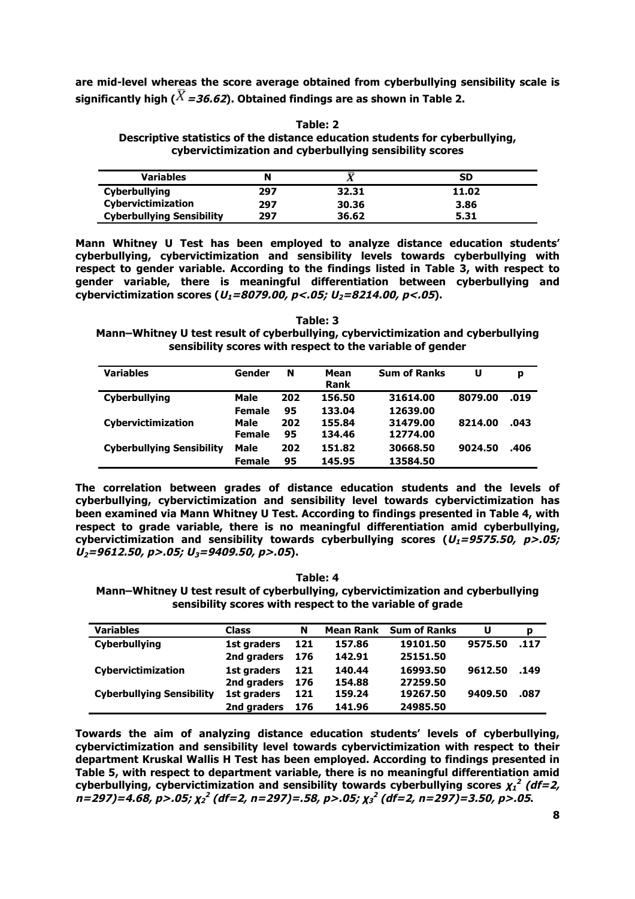**are mid-level whereas the score average obtained from cyberbullying sensibility scale is significantly high ($\bar{X}$ *=36.62*). Obtained findings are as shown in Table 2.**

**Table: 2**
**Descriptive statistics of the distance education students for cyberbullying, cybervictimization and cyberbullying sensibility scores**

| Variables | N | $\bar{X}$ | SD |
|---|---|---|---|
| Cyberbullying | 297 | 32.31 | 11.02 |
| Cybervictimization | 297 | 30.36 | 3.86 |
| Cyberbullying Sensibility | 297 | 36.62 | 5.31 |

**Mann Whitney U Test has been employed to analyze distance education students' cyberbullying, cybervictimization and sensibility levels towards cyberbullying with respect to gender variable. According to the findings listed in Table 3, with respect to gender variable, there is meaningful differentiation between cyberbullying and cybervictimization scores (*$U_1$=8079.00, $p<.05$; $U_2$=8214.00, $p<.05$*).**

**Table: 3**
**Mann–Whitney U test result of cyberbullying, cybervictimization and cyberbullying sensibility scores with respect to the variable of gender**

| Variables | Gender | N | Mean Rank | Sum of Ranks | U | p |
|---|---|---|---|---|---|---|
| Cyberbullying | Male | 202 | 156.50 | 31614.00 | 8079.00 | .019 |
| | Female | 95 | 133.04 | 12639.00 | | |
| Cybervictimization | Male | 202 | 155.84 | 31479.00 | 8214.00 | .043 |
| | Female | 95 | 134.46 | 12774.00 | | |
| Cyberbullying Sensibility | Male | 202 | 151.82 | 30668.50 | 9024.50 | .406 |
| | Female | 95 | 145.95 | 13584.50 | | |

**The correlation between grades of distance education students and the levels of cyberbullying, cybervictimization and sensibility level towards cybervictimization has been examined via Mann Whitney U Test. According to findings presented in Table 4, with respect to grade variable, there is no meaningful differentiation amid cyberbullying, cybervictimization and sensibility towards cyberbullying scores (*$U_1$=9575.50, $p>.05$; $U_2$=9612.50, $p>.05$; $U_3$=9409.50, $p>.05$*).**

**Table: 4**
**Mann–Whitney U test result of cyberbullying, cybervictimization and cyberbullying sensibility scores with respect to the variable of grade**

| Variables | Class | N | Mean Rank | Sum of Ranks | U | p |
|---|---|---|---|---|---|---|
| Cyberbullying | 1st graders | 121 | 157.86 | 19101.50 | 9575.50 | .117 |
| | 2nd graders | 176 | 142.91 | 25151.50 | | |
| Cybervictimization | 1st graders | 121 | 140.44 | 16993.50 | 9612.50 | .149 |
| | 2nd graders | 176 | 154.88 | 27259.50 | | |
| Cyberbullying Sensibility | 1st graders | 121 | 159.24 | 19267.50 | 9409.50 | .087 |
| | 2nd graders | 176 | 141.96 | 24985.50 | | |

**Towards the aim of analyzing distance education students' levels of cyberbullying, cybervictimization and sensibility level towards cybervictimization with respect to their department Kruskal Wallis H Test has been employed. According to findings presented in Table 5, with respect to department variable, there is no meaningful differentiation amid cyberbullying, cybervictimization and sensibility towards cyberbullying scores *$\chi_1^2$ (df=2, n=297)=4.68, $p>.05$; $\chi_2^2$ (df=2, n=297)=.58, $p>.05$; $\chi_3^2$ (df=2, n=297)=3.50, $p>.05$*.**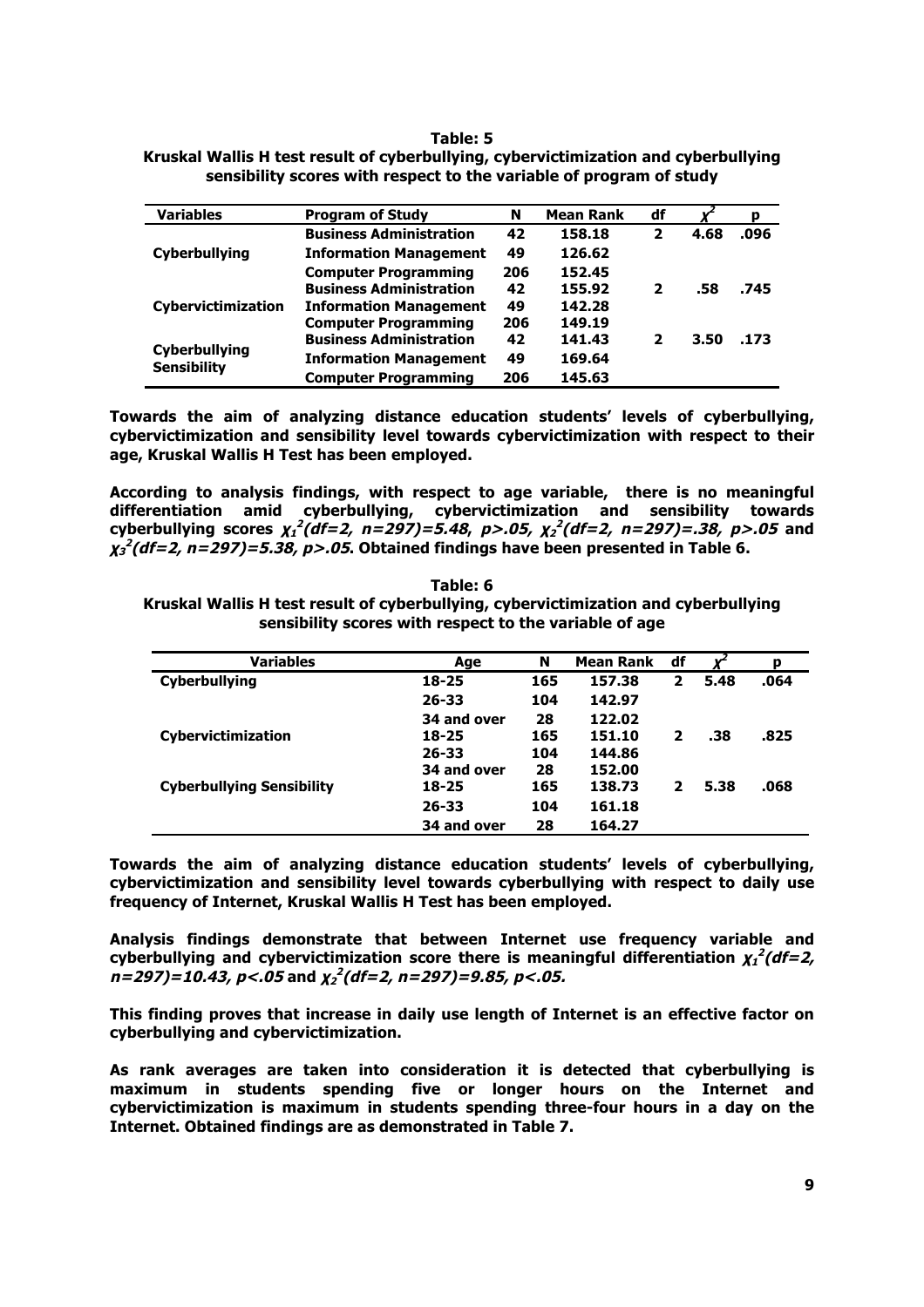**Table: 5**
**Kruskal Wallis H test result of cyberbullying, cybervictimization and cyberbullying sensibility scores with respect to the variable of program of study**

| Variables | Program of Study | N | Mean Rank | df | $\chi^2$ | p |
|---|---|---|---|---|---|---|
| Cyberbullying | Business Administration | 42 | 158.18 | 2 | 4.68 | .096 |
| | Information Management | 49 | 126.62 | | | |
| | Computer Programming | 206 | 152.45 | | | |
| Cybervictimization | Business Administration | 42 | 155.92 | 2 | .58 | .745 |
| | Information Management | 49 | 142.28 | | | |
| | Computer Programming | 206 | 149.19 | | | |
| Cyberbullying Sensibility | Business Administration | 42 | 141.43 | 2 | 3.50 | .173 |
| | Information Management | 49 | 169.64 | | | |
| | Computer Programming | 206 | 145.63 | | | |

**Towards the aim of analyzing distance education students' levels of cyberbullying, cybervictimization and sensibility level towards cybervictimization with respect to their age, Kruskal Wallis H Test has been employed.**

**According to analysis findings, with respect to age variable, there is no meaningful differentiation amid cyberbullying, cybervictimization and sensibility towards cyberbullying scores $\chi_1^2(df=2,\ n=297)=5.48,\ p>.05$, $\chi_2^2(df=2,\ n=297)=.38,\ p>.05$ and $\chi_3^2(df=2,\ n=297)=5.38,\ p>.05$. Obtained findings have been presented in Table 6.**

**Table: 6**
**Kruskal Wallis H test result of cyberbullying, cybervictimization and cyberbullying sensibility scores with respect to the variable of age**

| Variables | Age | N | Mean Rank | df | $\chi^2$ | p |
|---|---|---|---|---|---|---|
| Cyberbullying | 18-25 | 165 | 157.38 | 2 | 5.48 | .064 |
| | 26-33 | 104 | 142.97 | | | |
| | 34 and over | 28 | 122.02 | | | |
| Cybervictimization | 18-25 | 165 | 151.10 | 2 | .38 | .825 |
| | 26-33 | 104 | 144.86 | | | |
| | 34 and over | 28 | 152.00 | | | |
| Cyberbullying Sensibility | 18-25 | 165 | 138.73 | 2 | 5.38 | .068 |
| | 26-33 | 104 | 161.18 | | | |
| | 34 and over | 28 | 164.27 | | | |

**Towards the aim of analyzing distance education students' levels of cyberbullying, cybervictimization and sensibility level towards cyberbullying with respect to daily use frequency of Internet, Kruskal Wallis H Test has been employed.**

**Analysis findings demonstrate that between Internet use frequency variable and cyberbullying and cybervictimization score there is meaningful differentiation $\chi_1^2(df=2,\ n=297)=10.43,\ p<.05$ and $\chi_2^2(df=2,\ n=297)=9.85,\ p<.05$.**

**This finding proves that increase in daily use length of Internet is an effective factor on cyberbullying and cybervictimization.**

**As rank averages are taken into consideration it is detected that cyberbullying is maximum in students spending five or longer hours on the Internet and cybervictimization is maximum in students spending three-four hours in a day on the Internet. Obtained findings are as demonstrated in Table 7.**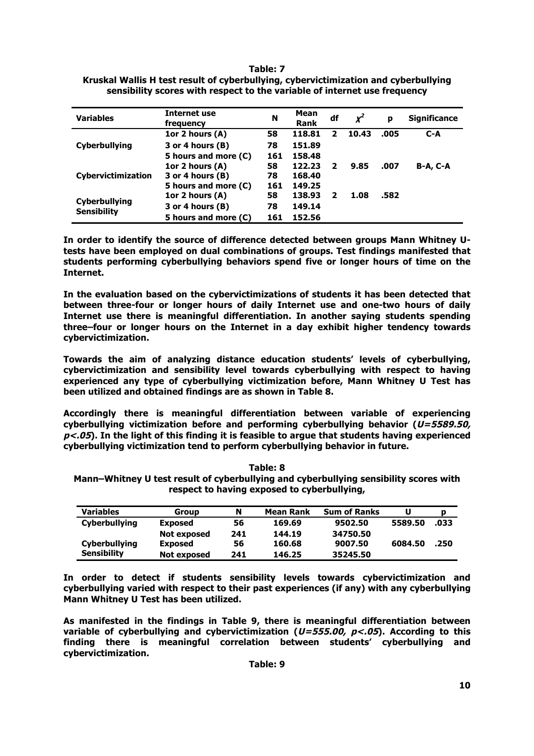**Table: 7**

**Kruskal Wallis H test result of cyberbullying, cybervictimization and cyberbullying sensibility scores with respect to the variable of internet use frequency**

| Variables | Internet use frequency | N | Mean Rank | df | $\chi^2$ | p | Significance |
|---|---|---|---|---|---|---|---|
| Cyberbullying | 1or 2 hours (A) | 58 | 118.81 | 2 | 10.43 | .005 | C-A |
| | 3 or 4 hours (B) | 78 | 151.89 | | | | |
| | 5 hours and more (C) | 161 | 158.48 | | | | |
| Cybervictimization | 1or 2 hours (A) | 58 | 122.23 | 2 | 9.85 | .007 | B-A, C-A |
| | 3 or 4 hours (B) | 78 | 168.40 | | | | |
| | 5 hours and more (C) | 161 | 149.25 | | | | |
| Cyberbullying Sensibility | 1or 2 hours (A) | 58 | 138.93 | 2 | 1.08 | .582 | |
| | 3 or 4 hours (B) | 78 | 149.14 | | | | |
| | 5 hours and more (C) | 161 | 152.56 | | | | |

**In order to identify the source of difference detected between groups Mann Whitney U-tests have been employed on dual combinations of groups. Test findings manifested that students performing cyberbullying behaviors spend five or longer hours of time on the Internet.**

**In the evaluation based on the cybervictimizations of students it has been detected that between three-four or longer hours of daily Internet use and one-two hours of daily Internet use there is meaningful differentiation. In another saying students spending three–four or longer hours on the Internet in a day exhibit higher tendency towards cybervictimization.**

**Towards the aim of analyzing distance education students' levels of cyberbullying, cybervictimization and sensibility level towards cyberbullying with respect to having experienced any type of cyberbullying victimization before, Mann Whitney U Test has been utilized and obtained findings are as shown in Table 8.**

**Accordingly there is meaningful differentiation between variable of experiencing cyberbullying victimization before and performing cyberbullying behavior (*U=5589.50, p<.05*). In the light of this finding it is feasible to argue that students having experienced cyberbullying victimization tend to perform cyberbullying behavior in future.**

**Table: 8**

**Mann–Whitney U test result of cyberbullying and cyberbullying sensibility scores with respect to having exposed to cyberbullying,**

| Variables | Group | N | Mean Rank | Sum of Ranks | U | p |
|---|---|---|---|---|---|---|
| Cyberbullying | Exposed | 56 | 169.69 | 9502.50 | 5589.50 | .033 |
| | Not exposed | 241 | 144.19 | 34750.50 | | |
| Cyberbullying Sensibility | Exposed | 56 | 160.68 | 9007.50 | 6084.50 | .250 |
| | Not exposed | 241 | 146.25 | 35245.50 | | |

**In order to detect if students sensibility levels towards cybervictimization and cyberbullying varied with respect to their past experiences (if any) with any cyberbullying Mann Whitney U Test has been utilized.**

**As manifested in the findings in Table 9, there is meaningful differentiation between variable of cyberbullying and cybervictimization (*U=555.00, p<.05*). According to this finding there is meaningful correlation between students' cyberbullying and cybervictimization.**

**Table: 9**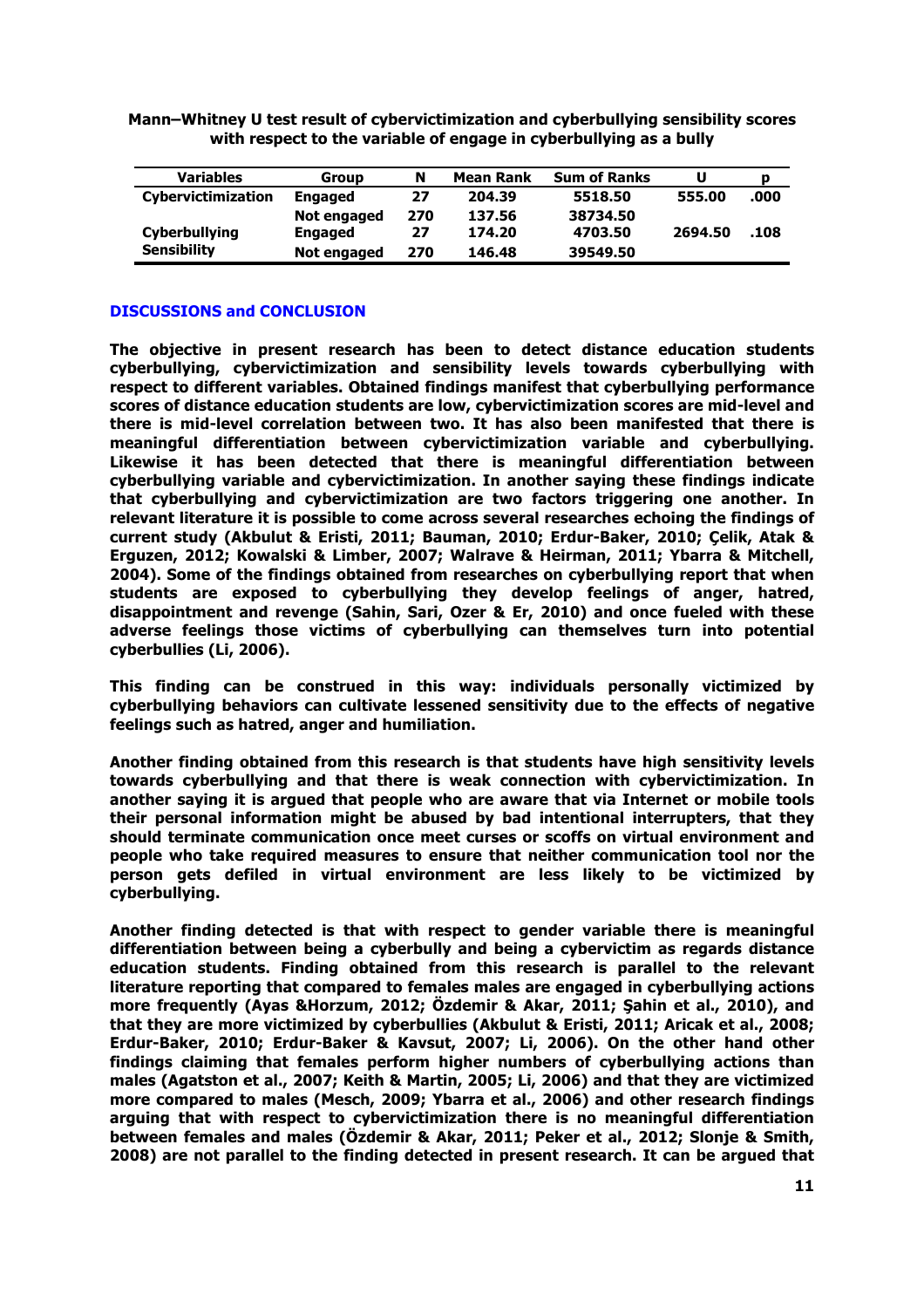**Mann–Whitney U test result of cybervictimization and cyberbullying sensibility scores with respect to the variable of engage in cyberbullying as a bully**

| Variables | Group | N | Mean Rank | Sum of Ranks | U | p |
|---|---|---|---|---|---|---|
| Cybervictimization | Engaged | 27 | 204.39 | 5518.50 | 555.00 | .000 |
| | Not engaged | 270 | 137.56 | 38734.50 | | |
| Cyberbullying Sensibility | Engaged | 27 | 174.20 | 4703.50 | 2694.50 | .108 |
| | Not engaged | 270 | 146.48 | 39549.50 | | |

## DISCUSSIONS and CONCLUSION

**The objective in present research has been to detect distance education students cyberbullying, cybervictimization and sensibility levels towards cyberbullying with respect to different variables. Obtained findings manifest that cyberbullying performance scores of distance education students are low, cybervictimization scores are mid-level and there is mid-level correlation between two. It has also been manifested that there is meaningful differentiation between cybervictimization variable and cyberbullying. Likewise it has been detected that there is meaningful differentiation between cyberbullying variable and cybervictimization. In another saying these findings indicate that cyberbullying and cybervictimization are two factors triggering one another. In relevant literature it is possible to come across several researches echoing the findings of current study (Akbulut & Eristi, 2011; Bauman, 2010; Erdur-Baker, 2010; Çelik, Atak & Erguzen, 2012; Kowalski & Limber, 2007; Walrave & Heirman, 2011; Ybarra & Mitchell, 2004). Some of the findings obtained from researches on cyberbullying report that when students are exposed to cyberbullying they develop feelings of anger, hatred, disappointment and revenge (Sahin, Sari, Ozer & Er, 2010) and once fueled with these adverse feelings those victims of cyberbullying can themselves turn into potential cyberbullies (Li, 2006).**

**This finding can be construed in this way: individuals personally victimized by cyberbullying behaviors can cultivate lessened sensitivity due to the effects of negative feelings such as hatred, anger and humiliation.**

**Another finding obtained from this research is that students have high sensitivity levels towards cyberbullying and that there is weak connection with cybervictimization. In another saying it is argued that people who are aware that via Internet or mobile tools their personal information might be abused by bad intentional interrupters, that they should terminate communication once meet curses or scoffs on virtual environment and people who take required measures to ensure that neither communication tool nor the person gets defiled in virtual environment are less likely to be victimized by cyberbullying.**

**Another finding detected is that with respect to gender variable there is meaningful differentiation between being a cyberbully and being a cybervictim as regards distance education students. Finding obtained from this research is parallel to the relevant literature reporting that compared to females males are engaged in cyberbullying actions more frequently (Ayas &Horzum, 2012; Özdemir & Akar, 2011; Şahin et al., 2010), and that they are more victimized by cyberbullies (Akbulut & Eristi, 2011; Aricak et al., 2008; Erdur-Baker, 2010; Erdur-Baker & Kavsut, 2007; Li, 2006). On the other hand other findings claiming that females perform higher numbers of cyberbullying actions than males (Agatston et al., 2007; Keith & Martin, 2005; Li, 2006) and that they are victimized more compared to males (Mesch, 2009; Ybarra et al., 2006) and other research findings arguing that with respect to cybervictimization there is no meaningful differentiation between females and males (Özdemir & Akar, 2011; Peker et al., 2012; Slonje & Smith, 2008) are not parallel to the finding detected in present research. It can be argued that**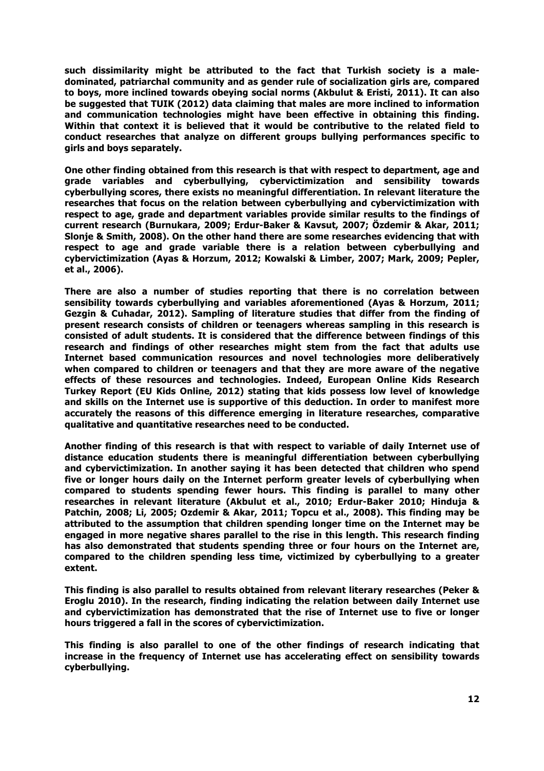**such dissimilarity might be attributed to the fact that Turkish society is a male-dominated, patriarchal community and as gender rule of socialization girls are, compared to boys, more inclined towards obeying social norms (Akbulut & Eristi, 2011). It can also be suggested that TUIK (2012) data claiming that males are more inclined to information and communication technologies might have been effective in obtaining this finding. Within that context it is believed that it would be contributive to the related field to conduct researches that analyze on different groups bullying performances specific to girls and boys separately.**

**One other finding obtained from this research is that with respect to department, age and grade variables and cyberbullying, cybervictimization and sensibility towards cyberbullying scores, there exists no meaningful differentiation. In relevant literature the researches that focus on the relation between cyberbullying and cybervictimization with respect to age, grade and department variables provide similar results to the findings of current research (Burnukara, 2009; Erdur-Baker & Kavsut, 2007; Özdemir & Akar, 2011; Slonje & Smith, 2008). On the other hand there are some researches evidencing that with respect to age and grade variable there is a relation between cyberbullying and cybervictimization (Ayas & Horzum, 2012; Kowalski & Limber, 2007; Mark, 2009; Pepler, et al., 2006).**

**There are also a number of studies reporting that there is no correlation between sensibility towards cyberbullying and variables aforementioned (Ayas & Horzum, 2011; Gezgin & Cuhadar, 2012). Sampling of literature studies that differ from the finding of present research consists of children or teenagers whereas sampling in this research is consisted of adult students. It is considered that the difference between findings of this research and findings of other researches might stem from the fact that adults use Internet based communication resources and novel technologies more deliberatively when compared to children or teenagers and that they are more aware of the negative effects of these resources and technologies. Indeed, European Online Kids Research Turkey Report (EU Kids Online, 2012) stating that kids possess low level of knowledge and skills on the Internet use is supportive of this deduction. In order to manifest more accurately the reasons of this difference emerging in literature researches, comparative qualitative and quantitative researches need to be conducted.**

**Another finding of this research is that with respect to variable of daily Internet use of distance education students there is meaningful differentiation between cyberbullying and cybervictimization. In another saying it has been detected that children who spend five or longer hours daily on the Internet perform greater levels of cyberbullying when compared to students spending fewer hours. This finding is parallel to many other researches in relevant literature (Akbulut et al., 2010; Erdur-Baker 2010; Hinduja & Patchin, 2008; Li, 2005; Ozdemir & Akar, 2011; Topcu et al., 2008). This finding may be attributed to the assumption that children spending longer time on the Internet may be engaged in more negative shares parallel to the rise in this length. This research finding has also demonstrated that students spending three or four hours on the Internet are, compared to the children spending less time, victimized by cyberbullying to a greater extent.**

**This finding is also parallel to results obtained from relevant literary researches (Peker & Eroglu 2010). In the research, finding indicating the relation between daily Internet use and cybervictimization has demonstrated that the rise of Internet use to five or longer hours triggered a fall in the scores of cybervictimization.**

**This finding is also parallel to one of the other findings of research indicating that increase in the frequency of Internet use has accelerating effect on sensibility towards cyberbullying.**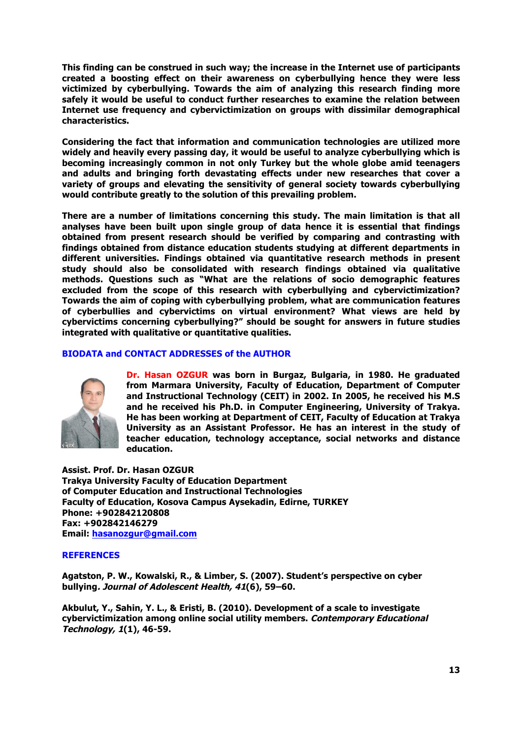**This finding can be construed in such way; the increase in the Internet use of participants created a boosting effect on their awareness on cyberbullying hence they were less victimized by cyberbullying. Towards the aim of analyzing this research finding more safely it would be useful to conduct further researches to examine the relation between Internet use frequency and cybervictimization on groups with dissimilar demographical characteristics.**

**Considering the fact that information and communication technologies are utilized more widely and heavily every passing day, it would be useful to analyze cyberbullying which is becoming increasingly common in not only Turkey but the whole globe amid teenagers and adults and bringing forth devastating effects under new researches that cover a variety of groups and elevating the sensitivity of general society towards cyberbullying would contribute greatly to the solution of this prevailing problem.**

**There are a number of limitations concerning this study. The main limitation is that all analyses have been built upon single group of data hence it is essential that findings obtained from present research should be verified by comparing and contrasting with findings obtained from distance education students studying at different departments in different universities. Findings obtained via quantitative research methods in present study should also be consolidated with research findings obtained via qualitative methods. Questions such as "What are the relations of socio demographic features excluded from the scope of this research with cyberbullying and cybervictimization? Towards the aim of coping with cyberbullying problem, what are communication features of cyberbullies and cybervictims on virtual environment? What views are held by cybervictims concerning cyberbullying?" should be sought for answers in future studies integrated with qualitative or quantitative qualities.**

## BIODATA and CONTACT ADDRESSES of the AUTHOR

**Dr. Hasan OZGUR was born in Burgaz, Bulgaria, in 1980. He graduated from Marmara University, Faculty of Education, Department of Computer and Instructional Technology (CEIT) in 2002. In 2005, he received his M.S and he received his Ph.D. in Computer Engineering, University of Trakya. He has been working at Department of CEIT, Faculty of Education at Trakya University as an Assistant Professor. He has an interest in the study of teacher education, technology acceptance, social networks and distance education.**

**Assist. Prof. Dr. Hasan OZGUR**
**Trakya University Faculty of Education Department**
**of Computer Education and Instructional Technologies**
**Faculty of Education, Kosova Campus Aysekadin, Edirne, TURKEY**
**Phone: +902842120808**
**Fax: +902842146279**
**Email: hasanozgur@gmail.com**

## REFERENCES

**Agatston, P. W., Kowalski, R., & Limber, S. (2007). Student's perspective on cyber bullying. *Journal of Adolescent Health, 41*(6), 59–60.**

**Akbulut, Y., Sahin, Y. L., & Eristi, B. (2010). Development of a scale to investigate cybervictimization among online social utility members. *Contemporary Educational Technology, 1*(1), 46-59.**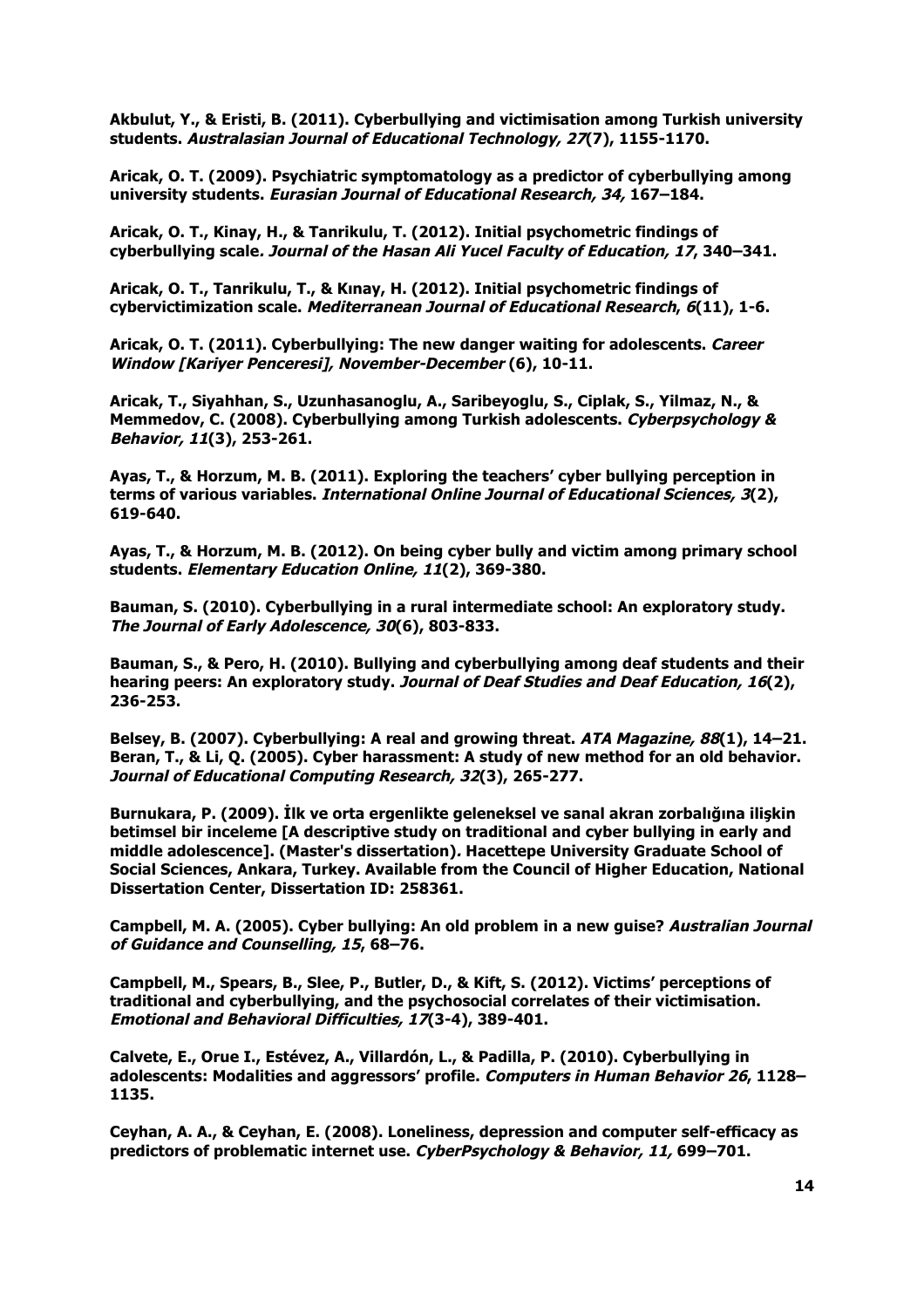**Akbulut, Y., & Eristi, B. (2011). Cyberbullying and victimisation among Turkish university students. *Australasian Journal of Educational Technology, 27*(7), 1155-1170.**

**Aricak, O. T. (2009). Psychiatric symptomatology as a predictor of cyberbullying among university students. *Eurasian Journal of Educational Research, 34,* 167–184.**

**Aricak, O. T., Kinay, H., & Tanrikulu, T. (2012). Initial psychometric findings of cyberbullying scale*. Journal of the Hasan Ali Yucel Faculty of Education, 17*, 340–341.**

**Aricak, O. T., Tanrikulu, T., & Kınay, H. (2012). Initial psychometric findings of cybervictimization scale. *Mediterranean Journal of Educational Research*, *6*(11), 1-6.**

**Aricak, O. T. (2011). Cyberbullying: The new danger waiting for adolescents. *Career Window [Kariyer Penceresi], November-December* (6), 10-11.**

**Aricak, T., Siyahhan, S., Uzunhasanoglu, A., Saribeyoglu, S., Ciplak, S., Yilmaz, N., & Memmedov, C. (2008). Cyberbullying among Turkish adolescents. *Cyberpsychology & Behavior, 11*(3), 253-261.**

**Ayas, T., & Horzum, M. B. (2011). Exploring the teachers' cyber bullying perception in terms of various variables. *International Online Journal of Educational Sciences, 3*(2), 619-640.**

**Ayas, T., & Horzum, M. B. (2012). On being cyber bully and victim among primary school students. *Elementary Education Online, 11*(2), 369-380.**

**Bauman, S. (2010). Cyberbullying in a rural intermediate school: An exploratory study. *The Journal of Early Adolescence, 30*(6), 803-833.**

**Bauman, S., & Pero, H. (2010). Bullying and cyberbullying among deaf students and their hearing peers: An exploratory study. *Journal of Deaf Studies and Deaf Education, 16*(2), 236-253.**

**Belsey, B. (2007). Cyberbullying: A real and growing threat. *ATA Magazine, 88*(1), 14–21.**
**Beran, T., & Li, Q. (2005). Cyber harassment: A study of new method for an old behavior. *Journal of Educational Computing Research, 32*(3), 265-277.**

**Burnukara, P. (2009). İlk ve orta ergenlikte geleneksel ve sanal akran zorbalığına ilişkin betimsel bir inceleme [A descriptive study on traditional and cyber bullying in early and middle adolescence]. (Master's dissertation). Hacettepe University Graduate School of Social Sciences, Ankara, Turkey. Available from the Council of Higher Education, National Dissertation Center, Dissertation ID: 258361.**

**Campbell, M. A. (2005). Cyber bullying: An old problem in a new guise? *Australian Journal of Guidance and Counselling, 15*, 68–76.**

**Campbell, M., Spears, B., Slee, P., Butler, D., & Kift, S. (2012). Victims' perceptions of traditional and cyberbullying, and the psychosocial correlates of their victimisation. *Emotional and Behavioral Difficulties, 17*(3-4), 389-401.**

**Calvete, E., Orue I., Estévez, A., Villardón, L., & Padilla, P. (2010). Cyberbullying in adolescents: Modalities and aggressors' profile. *Computers in Human Behavior 26*, 1128–1135.**

**Ceyhan, A. A., & Ceyhan, E. (2008). Loneliness, depression and computer self-efficacy as predictors of problematic internet use. *CyberPsychology & Behavior, 11,* 699–701.**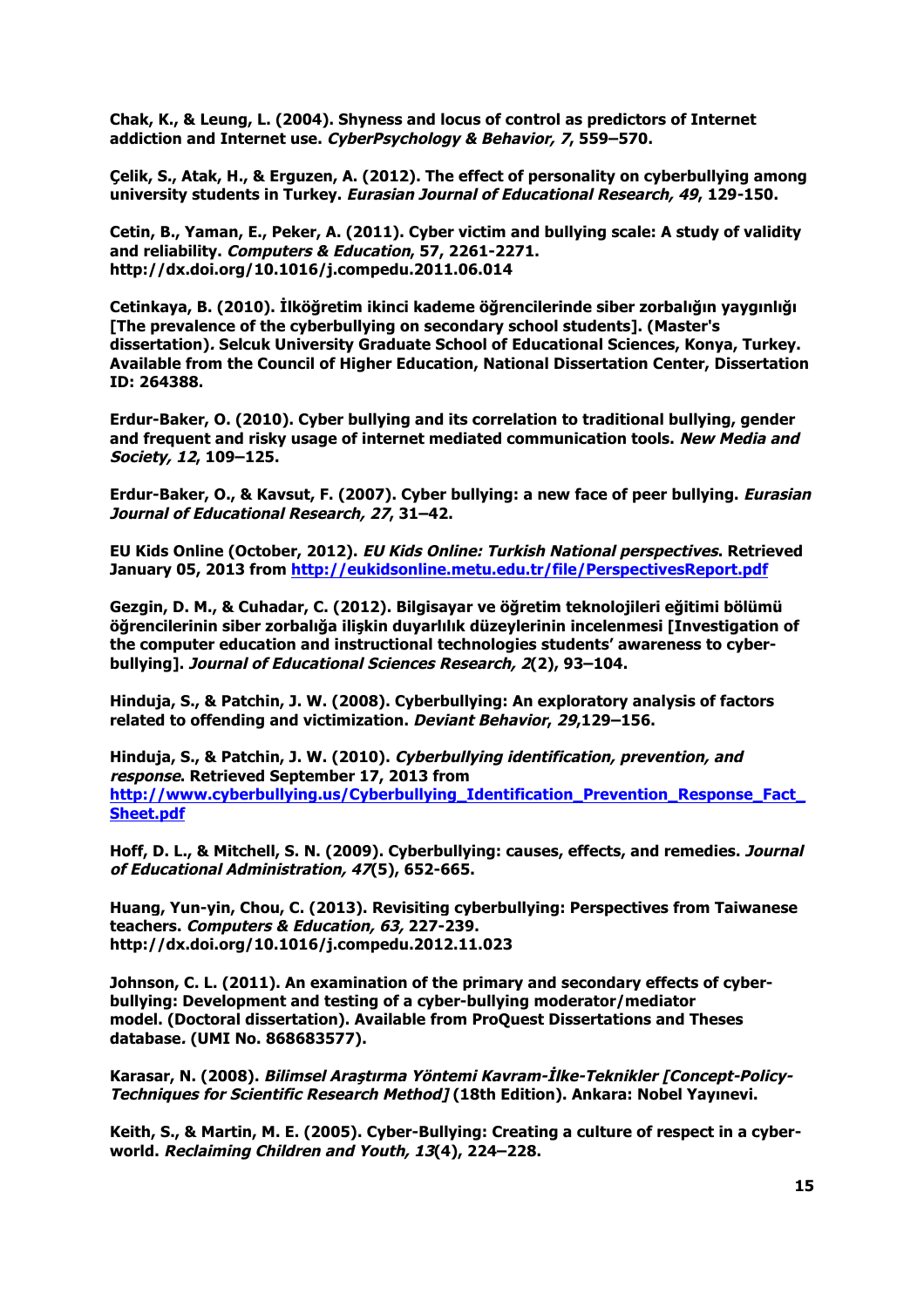Chak, K., & Leung, L. (2004). Shyness and locus of control as predictors of Internet addiction and Internet use. *CyberPsychology & Behavior, 7*, 559–570.

Çelik, S., Atak, H., & Erguzen, A. (2012). The effect of personality on cyberbullying among university students in Turkey. *Eurasian Journal of Educational Research, 49*, 129-150.

Cetin, B., Yaman, E., Peker, A. (2011). Cyber victim and bullying scale: A study of validity and reliability. *Computers & Education*, 57, 2261-2271. http://dx.doi.org/10.1016/j.compedu.2011.06.014

Cetinkaya, B. (2010). İlköğretim ikinci kademe öğrencilerinde siber zorbalığın yaygınlığı [The prevalence of the cyberbullying on secondary school students]. (Master's dissertation). Selcuk University Graduate School of Educational Sciences, Konya, Turkey. Available from the Council of Higher Education, National Dissertation Center, Dissertation ID: 264388.

Erdur-Baker, O. (2010). Cyber bullying and its correlation to traditional bullying, gender and frequent and risky usage of internet mediated communication tools. *New Media and Society, 12*, 109–125.

Erdur-Baker, O., & Kavsut, F. (2007). Cyber bullying: a new face of peer bullying. *Eurasian Journal of Educational Research, 27*, 31–42.

EU Kids Online (October, 2012). *EU Kids Online: Turkish National perspectives*. Retrieved January 05, 2013 from http://eukidsonline.metu.edu.tr/file/PerspectivesReport.pdf

Gezgin, D. M., & Cuhadar, C. (2012). Bilgisayar ve öğretim teknolojileri eğitimi bölümü öğrencilerinin siber zorbalığa ilişkin duyarlılık düzeylerinin incelenmesi [Investigation of the computer education and instructional technologies students' awareness to cyber-bullying]. *Journal of Educational Sciences Research, 2*(2), 93–104.

Hinduja, S., & Patchin, J. W. (2008). Cyberbullying: An exploratory analysis of factors related to offending and victimization. *Deviant Behavior*, *29*,129–156.

Hinduja, S., & Patchin, J. W. (2010). *Cyberbullying identification, prevention, and response*. Retrieved September 17, 2013 from http://www.cyberbullying.us/Cyberbullying_Identification_Prevention_Response_Fact_Sheet.pdf

Hoff, D. L., & Mitchell, S. N. (2009). Cyberbullying: causes, effects, and remedies. *Journal of Educational Administration, 47*(5), 652-665.

Huang, Yun-yin, Chou, C. (2013). Revisiting cyberbullying: Perspectives from Taiwanese teachers. *Computers & Education, 63,* 227-239. http://dx.doi.org/10.1016/j.compedu.2012.11.023

Johnson, C. L. (2011). An examination of the primary and secondary effects of cyber-bullying: Development and testing of a cyber-bullying moderator/mediator model. (Doctoral dissertation). Available from ProQuest Dissertations and Theses database. (UMI No. 868683577).

Karasar, N. (2008). *Bilimsel Araştırma Yöntemi Kavram-İlke-Teknikler [Concept-Policy-Techniques for Scientific Research Method]* (18th Edition). Ankara: Nobel Yayınevi.

Keith, S., & Martin, M. E. (2005). Cyber-Bullying: Creating a culture of respect in a cyber-world. *Reclaiming Children and Youth, 13*(4), 224–228.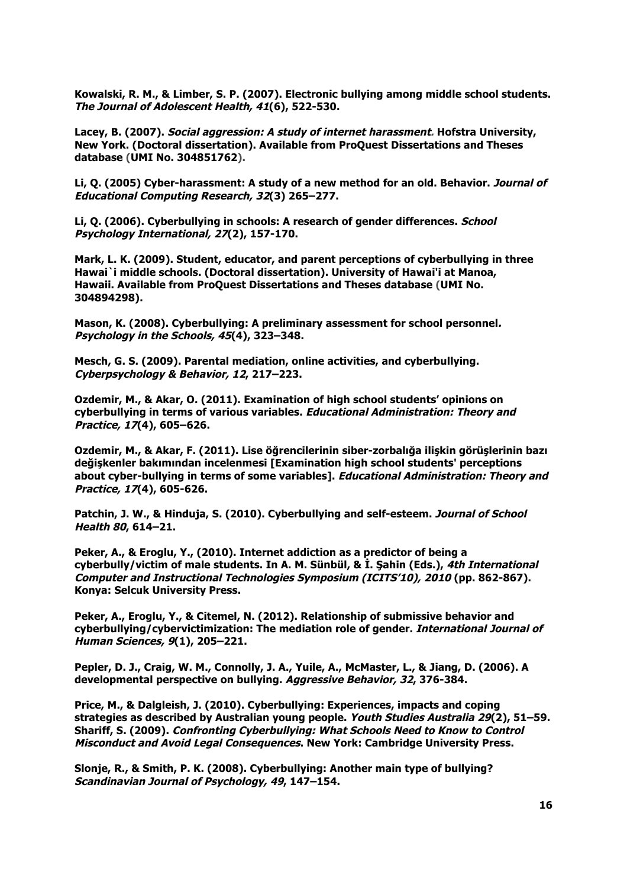**Kowalski, R. M., & Limber, S. P. (2007). Electronic bullying among middle school students. *The Journal of Adolescent Health, 41*(6), 522-530.**

**Lacey, B. (2007). *Social aggression: A study of internet harassment*. Hofstra University, New York. (Doctoral dissertation). Available from ProQuest Dissertations and Theses database (UMI No. 304851762).**

**Li, Q. (2005) Cyber-harassment: A study of a new method for an old. Behavior. *Journal of Educational Computing Research, 32*(3) 265–277.**

**Li, Q. (2006). Cyberbullying in schools: A research of gender differences. *School Psychology International, 27*(2), 157-170.**

**Mark, L. K. (2009). Student, educator, and parent perceptions of cyberbullying in three Hawai`i middle schools. (Doctoral dissertation). University of Hawai'i at Manoa, Hawaii. Available from ProQuest Dissertations and Theses database (UMI No. 304894298).**

**Mason, K. (2008). Cyberbullying: A preliminary assessment for school personnel*.* *Psychology in the Schools, 45*(4), 323–348.**

**Mesch, G. S. (2009). Parental mediation, online activities, and cyberbullying. *Cyberpsychology & Behavior, 12*, 217–223.**

**Ozdemir, M., & Akar, O. (2011). Examination of high school students' opinions on cyberbullying in terms of various variables. *Educational Administration: Theory and Practice, 17*(4), 605–626.**

**Ozdemir, M., & Akar, F. (2011). Lise öğrencilerinin siber-zorbalığa ilişkin görüşlerinin bazı değişkenler bakımından incelenmesi [Examination high school students' perceptions about cyber-bullying in terms of some variables]. *Educational Administration: Theory and Practice, 17*(4), 605-626.**

**Patchin, J. W., & Hinduja, S. (2010). Cyberbullying and self-esteem. *Journal of School Health 80*, 614–21.**

**Peker, A., & Eroglu, Y., (2010). Internet addiction as a predictor of being a cyberbully/victim of male students. In A. M. Sünbül, & İ. Şahin (Eds.), *4th International Computer and Instructional Technologies Symposium (ICITS'10), 2010* (pp. 862-867). Konya: Selcuk University Press.**

**Peker, A., Eroglu, Y., & Citemel, N. (2012). Relationship of submissive behavior and cyberbullying/cybervictimization: The mediation role of gender. *International Journal of Human Sciences, 9*(1), 205–221.**

**Pepler, D. J., Craig, W. M., Connolly, J. A., Yuile, A., McMaster, L., & Jiang, D. (2006). A developmental perspective on bullying. *Aggressive Behavior, 32*, 376-384.**

**Price, M., & Dalgleish, J. (2010). Cyberbullying: Experiences, impacts and coping strategies as described by Australian young people. *Youth Studies Australia 29*(2), 51–59.**

**Shariff, S. (2009). *Confronting Cyberbullying: What Schools Need to Know to Control Misconduct and Avoid Legal Consequences*. New York: Cambridge University Press.**

**Slonje, R., & Smith, P. K. (2008). Cyberbullying: Another main type of bullying? *Scandinavian Journal of Psychology, 49*, 147–154.**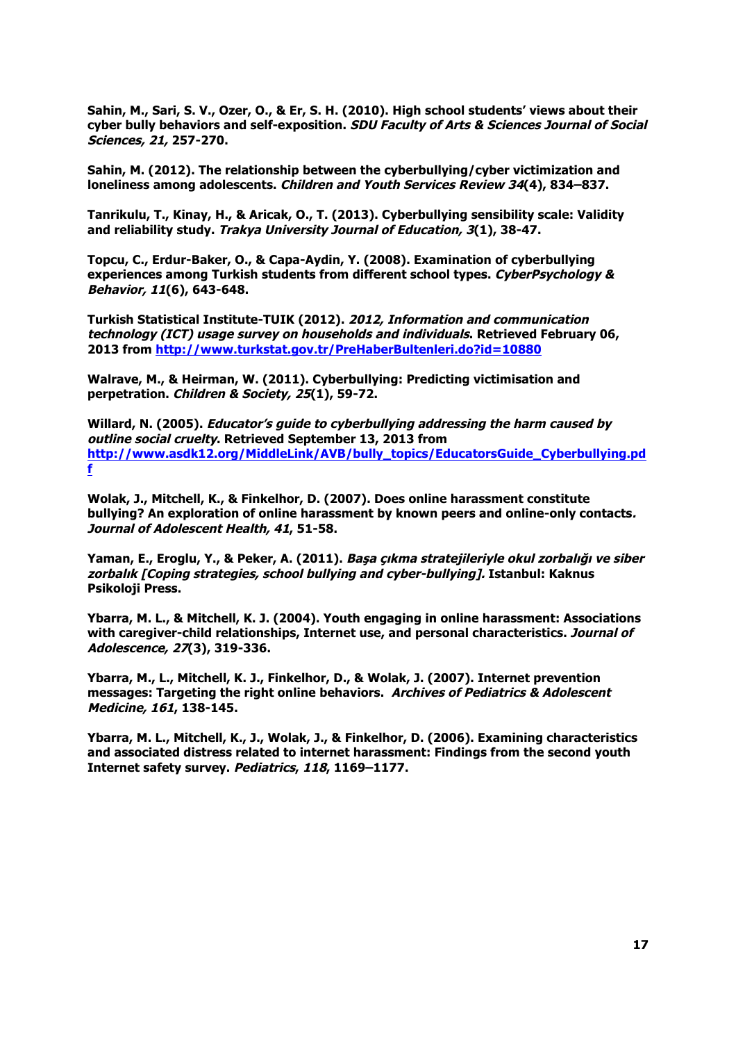**Sahin, M., Sari, S. V., Ozer, O., & Er, S. H. (2010). High school students' views about their cyber bully behaviors and self-exposition. *SDU Faculty of Arts & Sciences Journal of Social Sciences, 21,* 257-270.**

**Sahin, M. (2012). The relationship between the cyberbullying/cyber victimization and loneliness among adolescents. *Children and Youth Services Review 34*(4), 834–837.**

**Tanrikulu, T., Kinay, H., & Aricak, O., T. (2013). Cyberbullying sensibility scale: Validity and reliability study. *Trakya University Journal of Education, 3*(1), 38-47.**

**Topcu, C., Erdur-Baker, O., & Capa-Aydin, Y. (2008). Examination of cyberbullying experiences among Turkish students from different school types. *CyberPsychology & Behavior, 11*(6), 643-648.**

**Turkish Statistical Institute-TUIK (2012). *2012, Information and communication technology (ICT) usage survey on households and individuals*. Retrieved February 06, 2013 from [http://www.turkstat.gov.tr/PreHaberBultenleri.do?id=10880](http://www.turkstat.gov.tr/PreHaberBultenleri.do?id=10880)**

**Walrave, M., & Heirman, W. (2011). Cyberbullying: Predicting victimisation and perpetration. *Children & Society, 25*(1), 59-72.**

**Willard, N. (2005). *Educator's guide to cyberbullying addressing the harm caused by outline social cruelty*. Retrieved September 13, 2013 from [http://www.asdk12.org/MiddleLink/AVB/bully_topics/EducatorsGuide_Cyberbullying.pdf](http://www.asdk12.org/MiddleLink/AVB/bully_topics/EducatorsGuide_Cyberbullying.pdf)**

**Wolak, J., Mitchell, K., & Finkelhor, D. (2007). Does online harassment constitute bullying? An exploration of online harassment by known peers and online-only contacts*.* *Journal of Adolescent Health, 41*, 51-58.**

**Yaman, E., Eroglu, Y., & Peker, A. (2011). *Başa çıkma stratejileriyle okul zorbalığı ve siber zorbalık [Coping strategies, school bullying and cyber-bullying].* Istanbul: Kaknus Psikoloji Press.**

**Ybarra, M. L., & Mitchell, K. J. (2004). Youth engaging in online harassment: Associations with caregiver-child relationships, Internet use, and personal characteristics. *Journal of Adolescence, 27*(3), 319-336.**

**Ybarra, M., L., Mitchell, K. J., Finkelhor, D., & Wolak, J. (2007). Internet prevention messages: Targeting the right online behaviors. *Archives of Pediatrics & Adolescent Medicine, 161*, 138-145.**

**Ybarra, M. L., Mitchell, K., J., Wolak, J., & Finkelhor, D. (2006). Examining characteristics and associated distress related to internet harassment: Findings from the second youth Internet safety survey. *Pediatrics*, *118*, 1169–1177.**